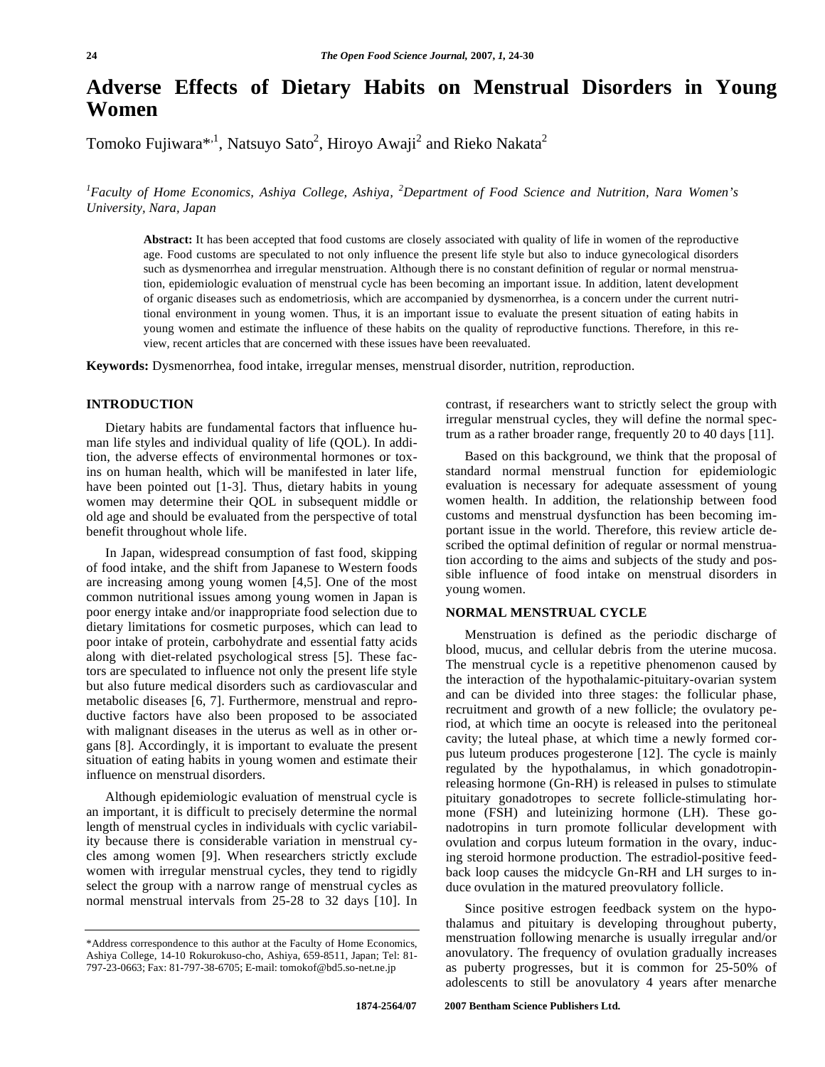# Adverse Effects of Dietary Habits on Menstrual Disorders in Young Women

Tomoko Fujiwara*[,1], Natsuyo Sato[2], Hiroyo Awaji[2] and Rieko Nakata[2]

[1]*Faculty of Home Economics, Ashiya College, Ashiya,* [2]*Department of Food Science and Nutrition, Nara Women's University, Nara, Japan*

**Abstract:** It has been accepted that food customs are closely associated with quality of life in women of the reproductive age. Food customs are speculated to not only influence the present life style but also to induce gynecological disorders such as dysmenorrhea and irregular menstruation. Although there is no constant definition of regular or normal menstruation, epidemiologic evaluation of menstrual cycle has been becoming an important issue. In addition, latent development of organic diseases such as endometriosis, which are accompanied by dysmenorrhea, is a concern under the current nutritional environment in young women. Thus, it is an important issue to evaluate the present situation of eating habits in young women and estimate the influence of these habits on the quality of reproductive functions. Therefore, in this review, recent articles that are concerned with these issues have been reevaluated.

**Keywords:** Dysmenorrhea, food intake, irregular menses, menstrual disorder, nutrition, reproduction.

## INTRODUCTION

Dietary habits are fundamental factors that influence human life styles and individual quality of life (QOL). In addition, the adverse effects of environmental hormones or toxins on human health, which will be manifested in later life, have been pointed out [1-3]. Thus, dietary habits in young women may determine their QOL in subsequent middle or old age and should be evaluated from the perspective of total benefit throughout whole life.

In Japan, widespread consumption of fast food, skipping of food intake, and the shift from Japanese to Western foods are increasing among young women [4,5]. One of the most common nutritional issues among young women in Japan is poor energy intake and/or inappropriate food selection due to dietary limitations for cosmetic purposes, which can lead to poor intake of protein, carbohydrate and essential fatty acids along with diet-related psychological stress [5]. These factors are speculated to influence not only the present life style but also future medical disorders such as cardiovascular and metabolic diseases [6, 7]. Furthermore, menstrual and reproductive factors have also been proposed to be associated with malignant diseases in the uterus as well as in other organs [8]. Accordingly, it is important to evaluate the present situation of eating habits in young women and estimate their influence on menstrual disorders.

Although epidemiologic evaluation of menstrual cycle is an important, it is difficult to precisely determine the normal length of menstrual cycles in individuals with cyclic variability because there is considerable variation in menstrual cycles among women [9]. When researchers strictly exclude women with irregular menstrual cycles, they tend to rigidly select the group with a narrow range of menstrual cycles as normal menstrual intervals from 25-28 to 32 days [10]. In contrast, if researchers want to strictly select the group with irregular menstrual cycles, they will define the normal spectrum as a rather broader range, frequently 20 to 40 days [11].

Based on this background, we think that the proposal of standard normal menstrual function for epidemiologic evaluation is necessary for adequate assessment of young women health. In addition, the relationship between food customs and menstrual dysfunction has been becoming important issue in the world. Therefore, this review article described the optimal definition of regular or normal menstruation according to the aims and subjects of the study and possible influence of food intake on menstrual disorders in young women.

## NORMAL MENSTRUAL CYCLE

Menstruation is defined as the periodic discharge of blood, mucus, and cellular debris from the uterine mucosa. The menstrual cycle is a repetitive phenomenon caused by the interaction of the hypothalamic-pituitary-ovarian system and can be divided into three stages: the follicular phase, recruitment and growth of a new follicle; the ovulatory period, at which time an oocyte is released into the peritoneal cavity; the luteal phase, at which time a newly formed corpus luteum produces progesterone [12]. The cycle is mainly regulated by the hypothalamus, in which gonadotropin-releasing hormone (Gn-RH) is released in pulses to stimulate pituitary gonadotropes to secrete follicle-stimulating hormone (FSH) and luteinizing hormone (LH). These gonadotropins in turn promote follicular development with ovulation and corpus luteum formation in the ovary, inducing steroid hormone production. The estradiol-positive feedback loop causes the midcycle Gn-RH and LH surges to induce ovulation in the matured preovulatory follicle.

Since positive estrogen feedback system on the hypothalamus and pituitary is developing throughout puberty, menstruation following menarche is usually irregular and/or anovulatory. The frequency of ovulation gradually increases as puberty progresses, but it is common for 25-50% of adolescents to still be anovulatory 4 years after menarche

*Address correspondence to this author at the Faculty of Home Economics, Ashiya College, 14-10 Rokurokuso-cho, Ashiya, 659-8511, Japan; Tel: 81-797-23-0663; Fax: 81-797-38-6705; E-mail: tomokof@bd5.so-net.ne.jp

1874-2564/07 2007 Bentham Science Publishers Ltd.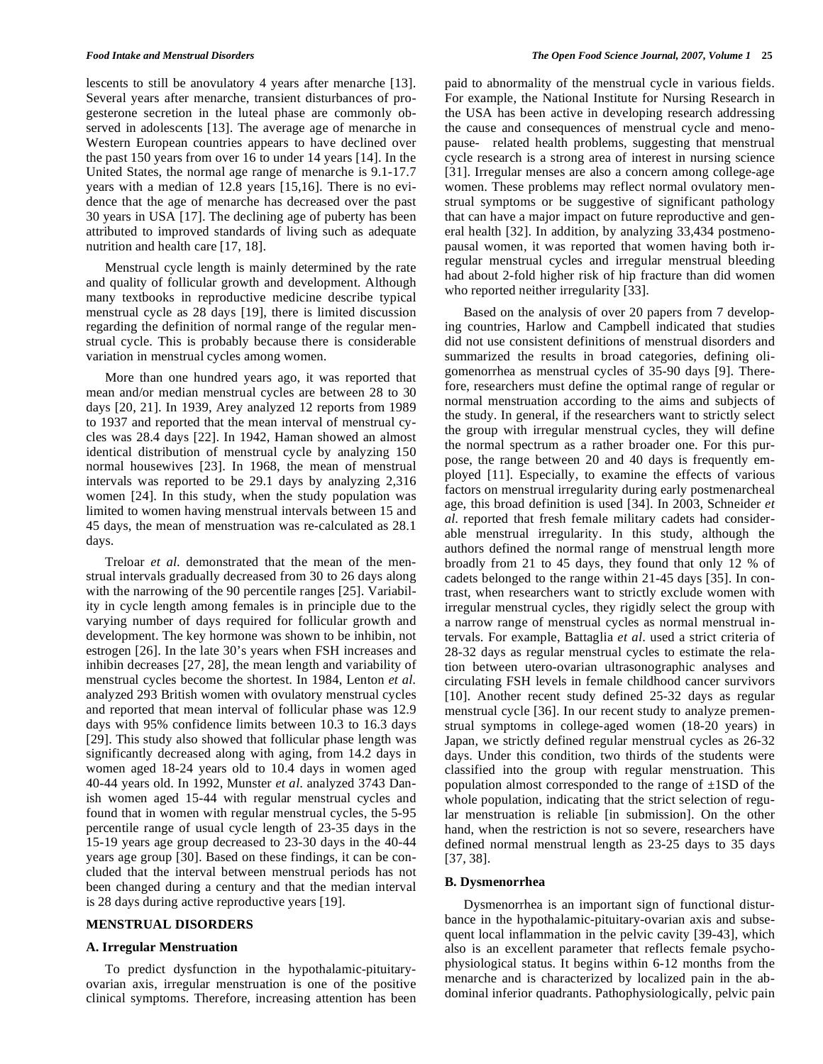lescents to still be anovulatory 4 years after menarche [13]. Several years after menarche, transient disturbances of progesterone secretion in the luteal phase are commonly observed in adolescents [13]. The average age of menarche in Western European countries appears to have declined over the past 150 years from over 16 to under 14 years [14]. In the United States, the normal age range of menarche is 9.1-17.7 years with a median of 12.8 years [15,16]. There is no evidence that the age of menarche has decreased over the past 30 years in USA [17]. The declining age of puberty has been attributed to improved standards of living such as adequate nutrition and health care [17, 18].

Menstrual cycle length is mainly determined by the rate and quality of follicular growth and development. Although many textbooks in reproductive medicine describe typical menstrual cycle as 28 days [19], there is limited discussion regarding the definition of normal range of the regular menstrual cycle. This is probably because there is considerable variation in menstrual cycles among women.

More than one hundred years ago, it was reported that mean and/or median menstrual cycles are between 28 to 30 days [20, 21]. In 1939, Arey analyzed 12 reports from 1989 to 1937 and reported that the mean interval of menstrual cycles was 28.4 days [22]. In 1942, Haman showed an almost identical distribution of menstrual cycle by analyzing 150 normal housewives [23]. In 1968, the mean of menstrual intervals was reported to be 29.1 days by analyzing 2,316 women [24]. In this study, when the study population was limited to women having menstrual intervals between 15 and 45 days, the mean of menstruation was re-calculated as 28.1 days.

Treloar *et al.* demonstrated that the mean of the menstrual intervals gradually decreased from 30 to 26 days along with the narrowing of the 90 percentile ranges [25]. Variability in cycle length among females is in principle due to the varying number of days required for follicular growth and development. The key hormone was shown to be inhibin, not estrogen [26]. In the late 30's years when FSH increases and inhibin decreases [27, 28], the mean length and variability of menstrual cycles become the shortest. In 1984, Lenton *et al.* analyzed 293 British women with ovulatory menstrual cycles and reported that mean interval of follicular phase was 12.9 days with 95% confidence limits between 10.3 to 16.3 days [29]. This study also showed that follicular phase length was significantly decreased along with aging, from 14.2 days in women aged 18-24 years old to 10.4 days in women aged 40-44 years old. In 1992, Munster *et al.* analyzed 3743 Danish women aged 15-44 with regular menstrual cycles and found that in women with regular menstrual cycles, the 5-95 percentile range of usual cycle length of 23-35 days in the 15-19 years age group decreased to 23-30 days in the 40-44 years age group [30]. Based on these findings, it can be concluded that the interval between menstrual periods has not been changed during a century and that the median interval is 28 days during active reproductive years [19].

## MENSTRUAL DISORDERS

### A. Irregular Menstruation

To predict dysfunction in the hypothalamic-pituitary-ovarian axis, irregular menstruation is one of the positive clinical symptoms. Therefore, increasing attention has been paid to abnormality of the menstrual cycle in various fields. For example, the National Institute for Nursing Research in the USA has been active in developing research addressing the cause and consequences of menstrual cycle and menopause- related health problems, suggesting that menstrual cycle research is a strong area of interest in nursing science [31]. Irregular menses are also a concern among college-age women. These problems may reflect normal ovulatory menstrual symptoms or be suggestive of significant pathology that can have a major impact on future reproductive and general health [32]. In addition, by analyzing 33,434 postmenopausal women, it was reported that women having both irregular menstrual cycles and irregular menstrual bleeding had about 2-fold higher risk of hip fracture than did women who reported neither irregularity [33].

Based on the analysis of over 20 papers from 7 developing countries, Harlow and Campbell indicated that studies did not use consistent definitions of menstrual disorders and summarized the results in broad categories, defining oligomenorrhea as menstrual cycles of 35-90 days [9]. Therefore, researchers must define the optimal range of regular or normal menstruation according to the aims and subjects of the study. In general, if the researchers want to strictly select the group with irregular menstrual cycles, they will define the normal spectrum as a rather broader one. For this purpose, the range between 20 and 40 days is frequently employed [11]. Especially, to examine the effects of various factors on menstrual irregularity during early postmenarcheal age, this broad definition is used [34]. In 2003, Schneider *et al.* reported that fresh female military cadets had considerable menstrual irregularity. In this study, although the authors defined the normal range of menstrual length more broadly from 21 to 45 days, they found that only 12 % of cadets belonged to the range within 21-45 days [35]. In contrast, when researchers want to strictly exclude women with irregular menstrual cycles, they rigidly select the group with a narrow range of menstrual cycles as normal menstrual intervals. For example, Battaglia *et al*. used a strict criteria of 28-32 days as regular menstrual cycles to estimate the relation between utero-ovarian ultrasonographic analyses and circulating FSH levels in female childhood cancer survivors [10]. Another recent study defined 25-32 days as regular menstrual cycle [36]. In our recent study to analyze premenstrual symptoms in college-aged women (18-20 years) in Japan, we strictly defined regular menstrual cycles as 26-32 days. Under this condition, two thirds of the students were classified into the group with regular menstruation. This population almost corresponded to the range of ±1SD of the whole population, indicating that the strict selection of regular menstruation is reliable [in submission]. On the other hand, when the restriction is not so severe, researchers have defined normal menstrual length as 23-25 days to 35 days [37, 38].

### B. Dysmenorrhea

Dysmenorrhea is an important sign of functional disturbance in the hypothalamic-pituitary-ovarian axis and subsequent local inflammation in the pelvic cavity [39-43], which also is an excellent parameter that reflects female psychophysiological status. It begins within 6-12 months from the menarche and is characterized by localized pain in the abdominal inferior quadrants. Pathophysiologically, pelvic pain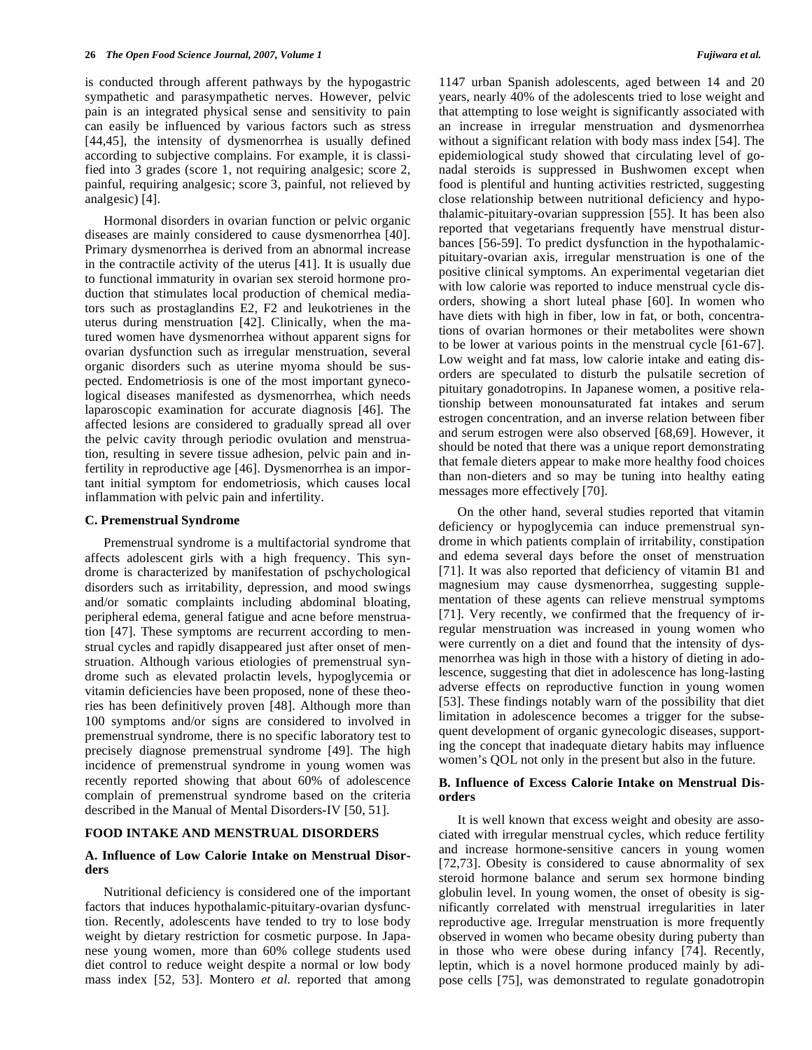is conducted through afferent pathways by the hypogastric sympathetic and parasympathetic nerves. However, pelvic pain is an integrated physical sense and sensitivity to pain can easily be influenced by various factors such as stress [44,45], the intensity of dysmenorrhea is usually defined according to subjective complains. For example, it is classified into 3 grades (score 1, not requiring analgesic; score 2, painful, requiring analgesic; score 3, painful, not relieved by analgesic) [4].

Hormonal disorders in ovarian function or pelvic organic diseases are mainly considered to cause dysmenorrhea [40]. Primary dysmenorrhea is derived from an abnormal increase in the contractile activity of the uterus [41]. It is usually due to functional immaturity in ovarian sex steroid hormone production that stimulates local production of chemical mediators such as prostaglandins E2, F2 and leukotrienes in the uterus during menstruation [42]. Clinically, when the matured women have dysmenorrhea without apparent signs for ovarian dysfunction such as irregular menstruation, several organic disorders such as uterine myoma should be suspected. Endometriosis is one of the most important gynecological diseases manifested as dysmenorrhea, which needs laparoscopic examination for accurate diagnosis [46]. The affected lesions are considered to gradually spread all over the pelvic cavity through periodic ovulation and menstruation, resulting in severe tissue adhesion, pelvic pain and infertility in reproductive age [46]. Dysmenorrhea is an important initial symptom for endometriosis, which causes local inflammation with pelvic pain and infertility.

### C. Premenstrual Syndrome

Premenstrual syndrome is a multifactorial syndrome that affects adolescent girls with a high frequency. This syndrome is characterized by manifestation of pschychological disorders such as irritability, depression, and mood swings and/or somatic complaints including abdominal bloating, peripheral edema, general fatigue and acne before menstruation [47]. These symptoms are recurrent according to menstrual cycles and rapidly disappeared just after onset of menstruation. Although various etiologies of premenstrual syndrome such as elevated prolactin levels, hypoglycemia or vitamin deficiencies have been proposed, none of these theories has been definitively proven [48]. Although more than 100 symptoms and/or signs are considered to involved in premenstrual syndrome, there is no specific laboratory test to precisely diagnose premenstrual syndrome [49]. The high incidence of premenstrual syndrome in young women was recently reported showing that about 60% of adolescence complain of premenstrual syndrome based on the criteria described in the Manual of Mental Disorders-IV [50, 51].

## FOOD INTAKE AND MENSTRUAL DISORDERS

### A. Influence of Low Calorie Intake on Menstrual Disorders

Nutritional deficiency is considered one of the important factors that induces hypothalamic-pituitary-ovarian dysfunction. Recently, adolescents have tended to try to lose body weight by dietary restriction for cosmetic purpose. In Japanese young women, more than 60% college students used diet control to reduce weight despite a normal or low body mass index [52, 53]. Montero *et al.* reported that among 1147 urban Spanish adolescents, aged between 14 and 20 years, nearly 40% of the adolescents tried to lose weight and that attempting to lose weight is significantly associated with an increase in irregular menstruation and dysmenorrhea without a significant relation with body mass index [54]. The epidemiological study showed that circulating level of gonadal steroids is suppressed in Bushwomen except when food is plentiful and hunting activities restricted, suggesting close relationship between nutritional deficiency and hypothalamic-pituitary-ovarian suppression [55]. It has been also reported that vegetarians frequently have menstrual disturbances [56-59]. To predict dysfunction in the hypothalamic-pituitary-ovarian axis, irregular menstruation is one of the positive clinical symptoms. An experimental vegetarian diet with low calorie was reported to induce menstrual cycle disorders, showing a short luteal phase [60]. In women who have diets with high in fiber, low in fat, or both, concentrations of ovarian hormones or their metabolites were shown to be lower at various points in the menstrual cycle [61-67]. Low weight and fat mass, low calorie intake and eating disorders are speculated to disturb the pulsatile secretion of pituitary gonadotropins. In Japanese women, a positive relationship between monounsaturated fat intakes and serum estrogen concentration, and an inverse relation between fiber and serum estrogen were also observed [68,69]. However, it should be noted that there was a unique report demonstrating that female dieters appear to make more healthy food choices than non-dieters and so may be tuning into healthy eating messages more effectively [70].

On the other hand, several studies reported that vitamin deficiency or hypoglycemia can induce premenstrual syndrome in which patients complain of irritability, constipation and edema several days before the onset of menstruation [71]. It was also reported that deficiency of vitamin B1 and magnesium may cause dysmenorrhea, suggesting supplementation of these agents can relieve menstrual symptoms [71]. Very recently, we confirmed that the frequency of irregular menstruation was increased in young women who were currently on a diet and found that the intensity of dysmenorrhea was high in those with a history of dieting in adolescence, suggesting that diet in adolescence has long-lasting adverse effects on reproductive function in young women [53]. These findings notably warn of the possibility that diet limitation in adolescence becomes a trigger for the subsequent development of organic gynecologic diseases, supporting the concept that inadequate dietary habits may influence women's QOL not only in the present but also in the future.

### B. Influence of Excess Calorie Intake on Menstrual Disorders

It is well known that excess weight and obesity are associated with irregular menstrual cycles, which reduce fertility and increase hormone-sensitive cancers in young women [72,73]. Obesity is considered to cause abnormality of sex steroid hormone balance and serum sex hormone binding globulin level. In young women, the onset of obesity is significantly correlated with menstrual irregularities in later reproductive age. Irregular menstruation is more frequently observed in women who became obesity during puberty than in those who were obese during infancy [74]. Recently, leptin, which is a novel hormone produced mainly by adipose cells [75], was demonstrated to regulate gonadotropin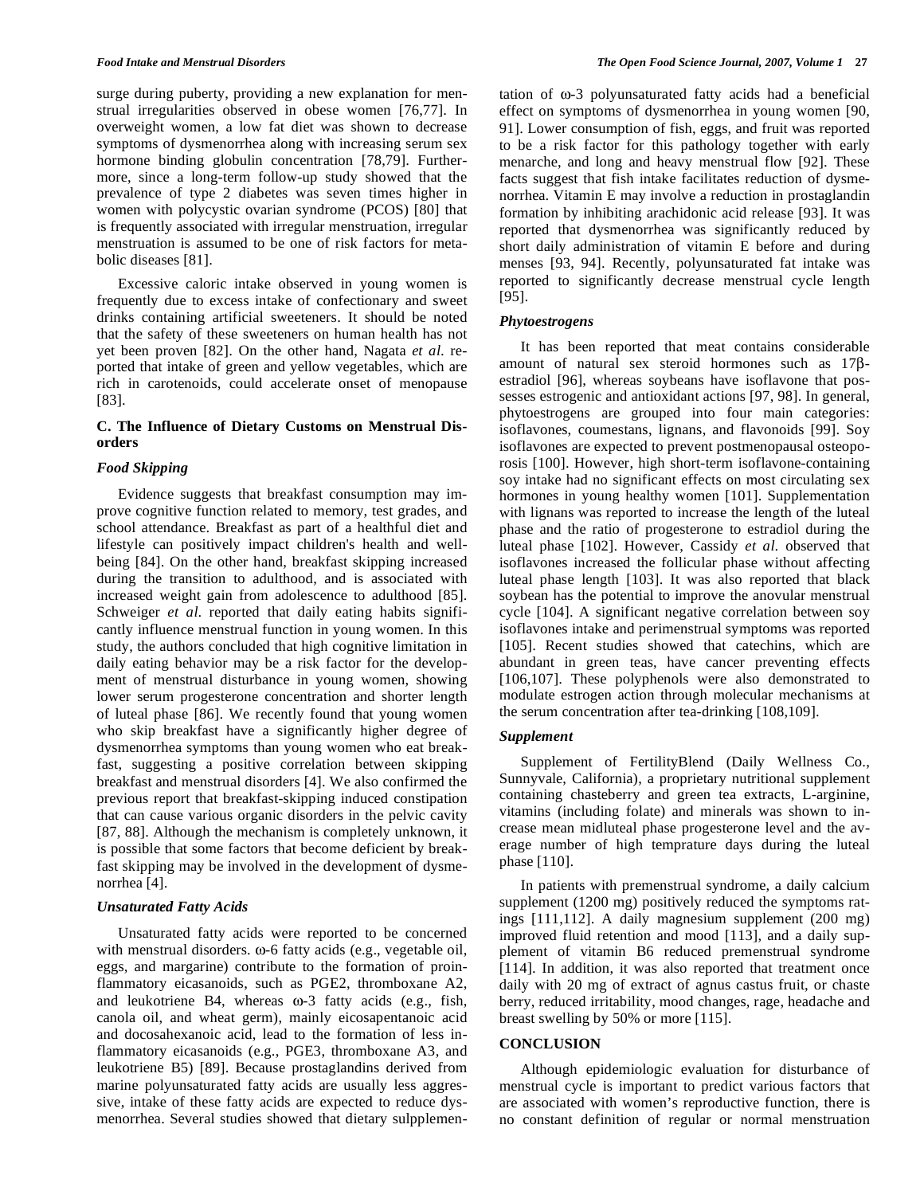surge during puberty, providing a new explanation for menstrual irregularities observed in obese women [76,77]. In overweight women, a low fat diet was shown to decrease symptoms of dysmenorrhea along with increasing serum sex hormone binding globulin concentration [78,79]. Furthermore, since a long-term follow-up study showed that the prevalence of type 2 diabetes was seven times higher in women with polycystic ovarian syndrome (PCOS) [80] that is frequently associated with irregular menstruation, irregular menstruation is assumed to be one of risk factors for metabolic diseases [81].

Excessive caloric intake observed in young women is frequently due to excess intake of confectionary and sweet drinks containing artificial sweeteners. It should be noted that the safety of these sweeteners on human health has not yet been proven [82]. On the other hand, Nagata *et al.* reported that intake of green and yellow vegetables, which are rich in carotenoids, could accelerate onset of menopause [83].

### C. The Influence of Dietary Customs on Menstrual Disorders

#### *Food Skipping*

Evidence suggests that breakfast consumption may improve cognitive function related to memory, test grades, and school attendance. Breakfast as part of a healthful diet and lifestyle can positively impact children's health and well-being [84]. On the other hand, breakfast skipping increased during the transition to adulthood, and is associated with increased weight gain from adolescence to adulthood [85]. Schweiger *et al.* reported that daily eating habits significantly influence menstrual function in young women. In this study, the authors concluded that high cognitive limitation in daily eating behavior may be a risk factor for the development of menstrual disturbance in young women, showing lower serum progesterone concentration and shorter length of luteal phase [86]. We recently found that young women who skip breakfast have a significantly higher degree of dysmenorrhea symptoms than young women who eat breakfast, suggesting a positive correlation between skipping breakfast and menstrual disorders [4]. We also confirmed the previous report that breakfast-skipping induced constipation that can cause various organic disorders in the pelvic cavity [87, 88]. Although the mechanism is completely unknown, it is possible that some factors that become deficient by breakfast skipping may be involved in the development of dysmenorrhea [4].

#### *Unsaturated Fatty Acids*

Unsaturated fatty acids were reported to be concerned with menstrual disorders. ω-6 fatty acids (e.g., vegetable oil, eggs, and margarine) contribute to the formation of proinflammatory eicasanoids, such as PGE2, thromboxane A2, and leukotriene B4, whereas ω-3 fatty acids (e.g., fish, canola oil, and wheat germ), mainly eicosapentanoic acid and docosahexanoic acid, lead to the formation of less inflammatory eicasanoids (e.g., PGE3, thromboxane A3, and leukotriene B5) [89]. Because prostaglandins derived from marine polyunsaturated fatty acids are usually less aggressive, intake of these fatty acids are expected to reduce dysmenorrhea. Several studies showed that dietary sulpplementation of ω-3 polyunsaturated fatty acids had a beneficial effect on symptoms of dysmenorrhea in young women [90, 91]. Lower consumption of fish, eggs, and fruit was reported to be a risk factor for this pathology together with early menarche, and long and heavy menstrual flow [92]. These facts suggest that fish intake facilitates reduction of dysmenorrhea. Vitamin E may involve a reduction in prostaglandin formation by inhibiting arachidonic acid release [93]. It was reported that dysmenorrhea was significantly reduced by short daily administration of vitamin E before and during menses [93, 94]. Recently, polyunsaturated fat intake was reported to significantly decrease menstrual cycle length [95].

#### *Phytoestrogens*

It has been reported that meat contains considerable amount of natural sex steroid hormones such as 17β-estradiol [96], whereas soybeans have isoflavone that possesses estrogenic and antioxidant actions [97, 98]. In general, phytoestrogens are grouped into four main categories: isoflavones, coumestans, lignans, and flavonoids [99]. Soy isoflavones are expected to prevent postmenopausal osteoporosis [100]. However, high short-term isoflavone-containing soy intake had no significant effects on most circulating sex hormones in young healthy women [101]. Supplementation with lignans was reported to increase the length of the luteal phase and the ratio of progesterone to estradiol during the luteal phase [102]. However, Cassidy *et al.* observed that isoflavones increased the follicular phase without affecting luteal phase length [103]. It was also reported that black soybean has the potential to improve the anovular menstrual cycle [104]. A significant negative correlation between soy isoflavones intake and perimenstrual symptoms was reported [105]. Recent studies showed that catechins, which are abundant in green teas, have cancer preventing effects [106,107]. These polyphenols were also demonstrated to modulate estrogen action through molecular mechanisms at the serum concentration after tea-drinking [108,109].

#### *Supplement*

Supplement of FertilityBlend (Daily Wellness Co., Sunnyvale, California), a proprietary nutritional supplement containing chasteberry and green tea extracts, L-arginine, vitamins (including folate) and minerals was shown to increase mean midluteal phase progesterone level and the average number of high temprature days during the luteal phase [110].

In patients with premenstrual syndrome, a daily calcium supplement (1200 mg) positively reduced the symptoms ratings [111,112]. A daily magnesium supplement (200 mg) improved fluid retention and mood [113], and a daily supplement of vitamin B6 reduced premenstrual syndrome [114]. In addition, it was also reported that treatment once daily with 20 mg of extract of agnus castus fruit, or chaste berry, reduced irritability, mood changes, rage, headache and breast swelling by 50% or more [115].

## CONCLUSION

Although epidemiologic evaluation for disturbance of menstrual cycle is important to predict various factors that are associated with women's reproductive function, there is no constant definition of regular or normal menstruation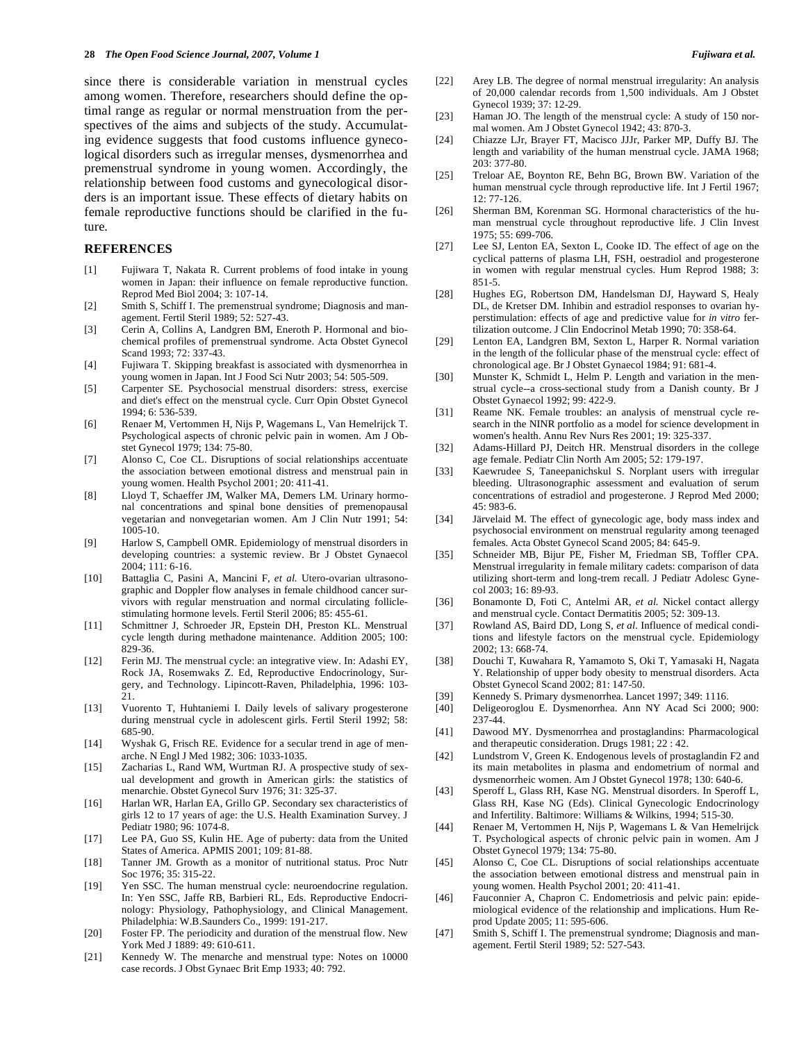since there is considerable variation in menstrual cycles among women. Therefore, researchers should define the optimal range as regular or normal menstruation from the perspectives of the aims and subjects of the study. Accumulating evidence suggests that food customs influence gynecological disorders such as irregular menses, dysmenorrhea and premenstrual syndrome in young women. Accordingly, the relationship between food customs and gynecological disorders is an important issue. These effects of dietary habits on female reproductive functions should be clarified in the future.

## REFERENCES

[1] Fujiwara T, Nakata R. Current problems of food intake in young women in Japan: their influence on female reproductive function. Reprod Med Biol 2004; 3: 107-14.

[2] Smith S, Schiff I. The premenstrual syndrome; Diagnosis and management. Fertil Steril 1989; 52: 527-43.

[3] Cerin A, Collins A, Landgren BM, Eneroth P. Hormonal and biochemical profiles of premenstrual syndrome. Acta Obstet Gynecol Scand 1993; 72: 337-43.

[4] Fujiwara T. Skipping breakfast is associated with dysmenorrhea in young women in Japan. Int J Food Sci Nutr 2003; 54: 505-509.

[5] Carpenter SE. Psychosocial menstrual disorders: stress, exercise and diet's effect on the menstrual cycle. Curr Opin Obstet Gynecol 1994; 6: 536-539.

[6] Renaer M, Vertommen H, Nijs P, Wagemans L, Van Hemelrijck T. Psychological aspects of chronic pelvic pain in women. Am J Obstet Gynecol 1979; 134: 75-80.

[7] Alonso C, Coe CL. Disruptions of social relationships accentuate the association between emotional distress and menstrual pain in young women. Health Psychol 2001; 20: 411-41.

[8] Lloyd T, Schaeffer JM, Walker MA, Demers LM. Urinary hormonal concentrations and spinal bone densities of premenopausal vegetarian and nonvegetarian women. Am J Clin Nutr 1991; 54: 1005-10.

[9] Harlow S, Campbell OMR. Epidemiology of menstrual disorders in developing countries: a systemic review. Br J Obstet Gynaecol 2004; 111: 6-16.

[10] Battaglia C, Pasini A, Mancini F, *et al.* Utero-ovarian ultrasonographic and Doppler flow analyses in female childhood cancer survivors with regular menstruation and normal circulating follicle-stimulating hormone levels. Fertil Steril 2006; 85: 455-61.

[11] Schmittner J, Schroeder JR, Epstein DH, Preston KL. Menstrual cycle length during methadone maintenance. Addition 2005; 100: 829-36.

[12] Ferin MJ. The menstrual cycle: an integrative view. In: Adashi EY, Rock JA, Rosemwaks Z. Ed, Reproductive Endocrinology, Surgery, and Technology. Lipincott-Raven, Philadelphia, 1996: 103-21.

[13] Vuorento T, Huhtaniemi I. Daily levels of salivary progesterone during menstrual cycle in adolescent girls. Fertil Steril 1992; 58: 685-90.

[14] Wyshak G, Frisch RE. Evidence for a secular trend in age of menarche. N Engl J Med 1982; 306: 1033-1035.

[15] Zacharias L, Rand WM, Wurtman RJ. A prospective study of sexual development and growth in American girls: the statistics of menarche. Obstet Gynecol Surv 1976; 31: 325-37.

[16] Harlan WR, Harlan EA, Grillo GP. Secondary sex characteristics of girls 12 to 17 years of age: the U.S. Health Examination Survey. J Pediatr 1980; 96: 1074-8.

[17] Lee PA, Guo SS, Kulin HE. Age of puberty: data from the United States of America. APMIS 2001; 109: 81-88.

[18] Tanner JM. Growth as a monitor of nutritional status. Proc Nutr Soc 1976; 35: 315-22.

[19] Yen SSC. The human menstrual cycle: neuroendocrine regulation. In: Yen SSC, Jaffe RB, Barbieri RL, Eds. Reproductive Endocrinology: Physiology, Pathophysiology, and Clinical Management. Philadelphia: W.B.Saunders Co., 1999: 191-217.

[20] Foster FP. The periodicity and duration of the menstrual flow. New York Med J 1889: 49: 610-611.

[21] Kennedy W. The menarche and menstrual type: Notes on 10000 case records. J Obst Gynaec Brit Emp 1933; 40: 792.

[22] Arey LB. The degree of normal menstrual irregularity: An analysis of 20,000 calendar records from 1,500 individuals. Am J Obstet Gynecol 1939; 37: 12-29.

[23] Haman JO. The length of the menstrual cycle: A study of 150 normal women. Am J Obstet Gynecol 1942; 43: 870-3.

[24] Chiazze LJr, Brayer FT, Macisco JJJr, Parker MP, Duffy BJ. The length and variability of the human menstrual cycle. JAMA 1968; 203: 377-80.

[25] Treloar AE, Boynton RE, Behn BG, Brown BW. Variation of the human menstrual cycle through reproductive life. Int J Fertil 1967; 12: 77-126.

[26] Sherman BM, Korenman SG. Hormonal characteristics of the human menstrual cycle throughout reproductive life. J Clin Invest 1975; 55: 699-706.

[27] Lee SJ, Lenton EA, Sexton L, Cooke ID. The effect of age on the cyclical patterns of plasma LH, FSH, oestradiol and progesterone in women with regular menstrual cycles. Hum Reprod 1988; 3: 851-5.

[28] Hughes EG, Robertson DM, Handelsman DJ, Hayward S, Healy DL, de Kretser DM. Inhibin and estradiol responses to ovarian hyperstimulation: effects of age and predictive value for *in vitro* fertilization outcome. J Clin Endocrinol Metab 1990; 70: 358-64.

[29] Lenton EA, Landgren BM, Sexton L, Harper R. Normal variation in the length of the follicular phase of the menstrual cycle: effect of chronological age. Br J Obstet Gynaecol 1984; 91: 681-4.

[30] Munster K, Schmidt L, Helm P. Length and variation in the menstrual cycle--a cross-sectional study from a Danish county. Br J Obstet Gynaecol 1992; 99: 422-9.

[31] Reame NK. Female troubles: an analysis of menstrual cycle research in the NINR portfolio as a model for science development in women's health. Annu Rev Nurs Res 2001; 19: 325-337.

[32] Adams-Hillard PJ, Deitch HR. Menstrual disorders in the college age female. Pediatr Clin North Am 2005; 52: 179-197.

[33] Kaewrudee S, Taneepanichskul S. Norplant users with irregular bleeding. Ultrasonographic assessment and evaluation of serum concentrations of estradiol and progesterone. J Reprod Med 2000; 45: 983-6.

[34] Järvelaid M. The effect of gynecologic age, body mass index and psychosocial environment on menstrual regularity among teenaged females. Acta Obstet Gynecol Scand 2005; 84: 645-9.

[35] Schneider MB, Bijur PE, Fisher M, Friedman SB, Toffler CPA. Menstrual irregularity in female military cadets: comparison of data utilizing short-term and long-trem recall. J Pediatr Adolesc Gynecol 2003; 16: 89-93.

[36] Bonamonte D, Foti C, Antelmi AR, *et al.* Nickel contact allergy and menstrual cycle. Contact Dermatitis 2005; 52: 309-13.

[37] Rowland AS, Baird DD, Long S, *et al.* Influence of medical conditions and lifestyle factors on the menstrual cycle. Epidemiology 2002; 13: 668-74.

[38] Douchi T, Kuwahara R, Yamamoto S, Oki T, Yamasaki H, Nagata Y. Relationship of upper body obesity to menstrual disorders. Acta Obstet Gynecol Scand 2002; 81: 147-50.

[39] Kennedy S. Primary dysmenorrhea. Lancet 1997; 349: 1116.

[40] Deligeoroglou E. Dysmenorrhea. Ann NY Acad Sci 2000; 900: 237-44.

[41] Dawood MY. Dysmenorrhea and prostaglandins: Pharmacological and therapeutic consideration. Drugs 1981; 22 : 42.

[42] Lundstrom V, Green K. Endogenous levels of prostaglandin F2 and its main metabolites in plasma and endometrium of normal and dysmenorrheic women. Am J Obstet Gynecol 1978; 130: 640-6.

[43] Speroff L, Glass RH, Kase NG. Menstrual disorders. In Speroff L, Glass RH, Kase NG (Eds). Clinical Gynecologic Endocrinology and Infertility. Baltimore: Williams & Wilkins, 1994; 515-30.

[44] Renaer M, Vertommen H, Nijs P, Wagemans L & Van Hemelrijck T. Psychological aspects of chronic pelvic pain in women. Am J Obstet Gynecol 1979; 134: 75-80.

[45] Alonso C, Coe CL. Disruptions of social relationships accentuate the association between emotional distress and menstrual pain in young women. Health Psychol 2001; 20: 411-41.

[46] Fauconnier A, Chapron C. Endometriosis and pelvic pain: epidemiological evidence of the relationship and implications. Hum Reprod Update 2005; 11: 595-606.

[47] Smith S, Schiff I. The premenstrual syndrome; Diagnosis and management. Fertil Steril 1989; 52: 527-543.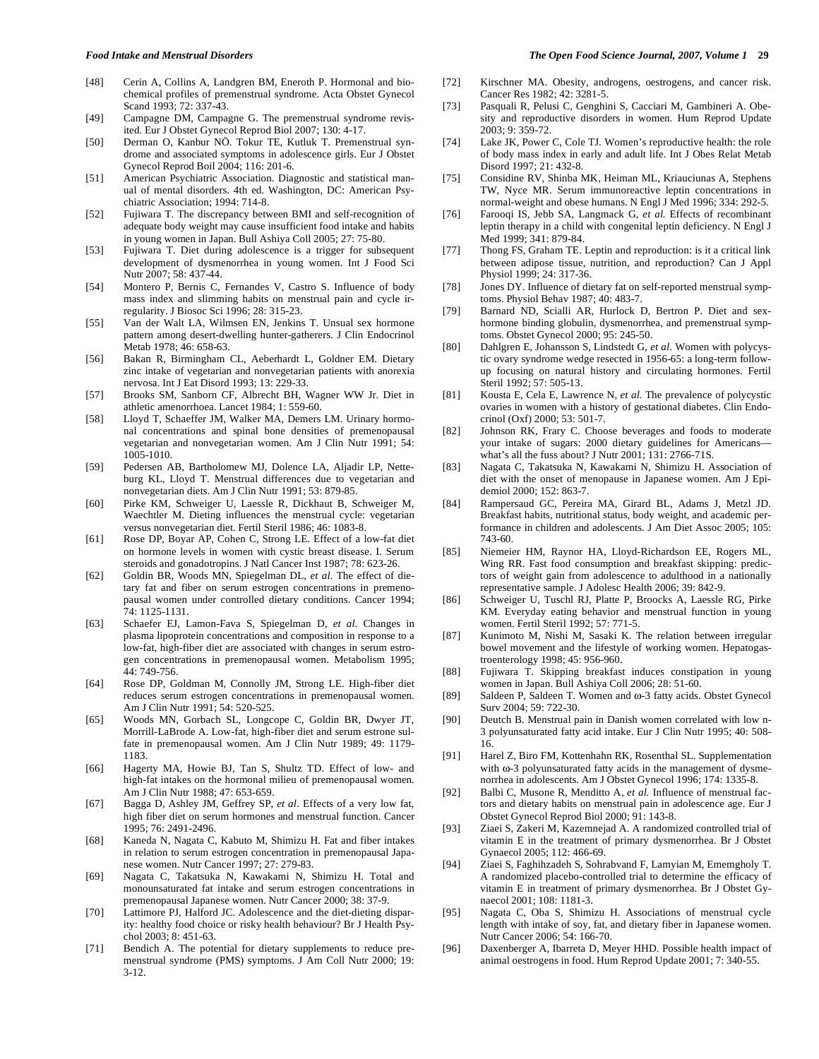[48] Cerin A, Collins A, Landgren BM, Eneroth P. Hormonal and biochemical profiles of premenstrual syndrome. Acta Obstet Gynecol Scand 1993; 72: 337-43.

[49] Campagne DM, Campagne G. The premenstrual syndrome revisited. Eur J Obstet Gynecol Reprod Biol 2007; 130: 4-17.

[50] Derman O, Kanbur NÖ. Tokur TE, Kutluk T. Premenstrual syndrome and associated symptoms in adolescence girls. Eur J Obstet Gynecol Reprod Boil 2004; 116: 201-6.

[51] American Psychiatric Association. Diagnostic and statistical manual of mental disorders. 4th ed. Washington, DC: American Psychiatric Association; 1994: 714-8.

[52] Fujiwara T. The discrepancy between BMI and self-recognition of adequate body weight may cause insufficient food intake and habits in young women in Japan. Bull Ashiya Coll 2005; 27: 75-80.

[53] Fujiwara T. Diet during adolescence is a trigger for subsequent development of dysmenorrhea in young women. Int J Food Sci Nutr 2007; 58: 437-44.

[54] Montero P, Bernis C, Fernandes V, Castro S. Influence of body mass index and slimming habits on menstrual pain and cycle irregularity. J Biosoc Sci 1996; 28: 315-23.

[55] Van der Walt LA, Wilmsen EN, Jenkins T. Unsual sex hormone pattern among desert-dwelling hunter-gatherers. J Clin Endocrinol Metab 1978; 46: 658-63.

[56] Bakan R, Birmingham CL, Aeberhardt L, Goldner EM. Dietary zinc intake of vegetarian and nonvegetarian patients with anorexia nervosa. Int J Eat Disord 1993; 13: 229-33.

[57] Brooks SM, Sanborn CF, Albrecht BH, Wagner WW Jr. Diet in athletic amenorrhoea. Lancet 1984; 1: 559-60.

[58] Lloyd T, Schaeffer JM, Walker MA, Demers LM. Urinary hormonal concentrations and spinal bone densities of premenopausal vegetarian and nonvegetarian women. Am J Clin Nutr 1991; 54: 1005-1010.

[59] Pedersen AB, Bartholomew MJ, Dolence LA, Aljadir LP, Netteburg KL, Lloyd T. Menstrual differences due to vegetarian and nonvegetarian diets. Am J Clin Nutr 1991; 53: 879-85.

[60] Pirke KM, Schweiger U, Laessle R, Dickhaut B, Schweiger M, Waechtler M. Dieting influences the menstrual cycle: vegetarian versus nonvegetarian diet. Fertil Steril 1986; 46: 1083-8.

[61] Rose DP, Boyar AP, Cohen C, Strong LE. Effect of a low-fat diet on hormone levels in women with cystic breast disease. I. Serum steroids and gonadotropins. J Natl Cancer Inst 1987; 78: 623-26.

[62] Goldin BR, Woods MN, Spiegelman DL, *et al.* The effect of dietary fat and fiber on serum estrogen concentrations in premenopausal women under controlled dietary conditions. Cancer 1994; 74: 1125-1131.

[63] Schaefer EJ, Lamon-Fava S, Spiegelman D, *et al.* Changes in plasma lipoprotein concentrations and composition in response to a low-fat, high-fiber diet are associated with changes in serum estrogen concentrations in premenopausal women. Metabolism 1995; 44: 749-756.

[64] Rose DP, Goldman M, Connolly JM, Strong LE. High-fiber diet reduces serum estrogen concentrations in premenopausal women. Am J Clin Nutr 1991; 54: 520-525.

[65] Woods MN, Gorbach SL, Longcope C, Goldin BR, Dwyer JT, Morrill-LaBrode A. Low-fat, high-fiber diet and serum estrone sulfate in premenopausal women. Am J Clin Nutr 1989; 49: 1179-1183.

[66] Hagerty MA, Howie BJ, Tan S, Shultz TD. Effect of low- and high-fat intakes on the hormonal milieu of premenopausal women. Am J Clin Nutr 1988; 47: 653-659.

[67] Bagga D, Ashley JM, Geffrey SP, *et al*. Effects of a very low fat, high fiber diet on serum hormones and menstrual function. Cancer 1995; 76: 2491-2496.

[68] Kaneda N, Nagata C, Kabuto M, Shimizu H. Fat and fiber intakes in relation to serum estrogen concentration in premenopausal Japanese women. Nutr Cancer 1997; 27: 279-83.

[69] Nagata C, Takatsuka N, Kawakami N, Shimizu H. Total and monounsaturated fat intake and serum estrogen concentrations in premenopausal Japanese women. Nutr Cancer 2000; 38: 37-9.

[70] Lattimore PJ, Halford JC. Adolescence and the diet-dieting disparity: healthy food choice or risky health behaviour? Br J Health Psychol 2003; 8: 451-63.

[71] Bendich A. The potential for dietary supplements to reduce premenstrual syndrome (PMS) symptoms. J Am Coll Nutr 2000; 19: 3-12.

[72] Kirschner MA. Obesity, androgens, oestrogens, and cancer risk. Cancer Res 1982; 42: 3281-5.

[73] Pasquali R, Pelusi C, Genghini S, Cacciari M, Gambineri A. Obesity and reproductive disorders in women. Hum Reprod Update 2003; 9: 359-72.

[74] Lake JK, Power C, Cole TJ. Women's reproductive health: the role of body mass index in early and adult life. Int J Obes Relat Metab Disord 1997; 21: 432-8.

[75] Considine RV, Shinba MK, Heiman ML, Kriauciunas A, Stephens TW, Nyce MR. Serum immunoreactive leptin concentrations in normal-weight and obese humans. N Engl J Med 1996; 334: 292-5.

[76] Farooqi IS, Jebb SA, Langmack G, *et al.* Effects of recombinant leptin therapy in a child with congenital leptin deficiency. N Engl J Med 1999; 341: 879-84.

[77] Thong FS, Graham TE. Leptin and reproduction: is it a critical link between adipose tissue, nutrition, and reproduction? Can J Appl Physiol 1999; 24: 317-36.

[78] Jones DY. Influence of dietary fat on self-reported menstrual symptoms. Physiol Behav 1987; 40: 483-7.

[79] Barnard ND, Scialli AR, Hurlock D, Bertron P. Diet and sex-hormone binding globulin, dysmenorrhea, and premenstrual symptoms. Obstet Gynecol 2000; 95: 245-50.

[80] Dahlgren E, Johansson S, Lindstedt G, *et al.* Women with polycystic ovary syndrome wedge resected in 1956-65: a long-term follow-up focusing on natural history and circulating hormones. Fertil Steril 1992; 57: 505-13.

[81] Kousta E, Cela E, Lawrence N, *et al.* The prevalence of polycystic ovaries in women with a history of gestational diabetes. Clin Endocrinol (Oxf) 2000; 53: 501-7.

[82] Johnson RK, Frary C. Choose beverages and foods to moderate your intake of sugars: 2000 dietary guidelines for Americans—what's all the fuss about? J Nutr 2001; 131: 2766-71S.

[83] Nagata C, Takatsuka N, Kawakami N, Shimizu H. Association of diet with the onset of menopause in Japanese women. Am J Epidemiol 2000; 152: 863-7.

[84] Rampersaud GC, Pereira MA, Girard BL, Adams J, Metzl JD. Breakfast habits, nutritional status, body weight, and academic performance in children and adolescents. J Am Diet Assoc 2005; 105: 743-60.

[85] Niemeier HM, Raynor HA, Lloyd-Richardson EE, Rogers ML, Wing RR. Fast food consumption and breakfast skipping: predictors of weight gain from adolescence to adulthood in a nationally representative sample. J Adolesc Health 2006; 39: 842-9.

[86] Schweiger U, Tuschl RJ, Platte P, Broocks A, Laessle RG, Pirke KM. Everyday eating behavior and menstrual function in young women. Fertil Steril 1992; 57: 771-5.

[87] Kunimoto M, Nishi M, Sasaki K. The relation between irregular bowel movement and the lifestyle of working women. Hepatogastroenterology 1998; 45: 956-960.

[88] Fujiwara T. Skipping breakfast induces constipation in young women in Japan. Bull Ashiya Coll 2006; 28: 51-60.

[89] Saldeen P, Saldeen T. Women and ω-3 fatty acids. Obstet Gynecol Surv 2004; 59: 722-30.

[90] Deutch B. Menstrual pain in Danish women correlated with low n-3 polyunsaturated fatty acid intake. Eur J Clin Nutr 1995; 40: 508-16.

[91] Harel Z, Biro FM, Kottenhahn RK, Rosenthal SL. Supplementation with ω-3 polyunsaturated fatty acids in the management of dysmenorrhea in adolescents. Am J Obstet Gynecol 1996; 174: 1335-8.

[92] Balbi C, Musone R, Menditto A, *et al.* Influence of menstrual factors and dietary habits on menstrual pain in adolescence age. Eur J Obstet Gynecol Reprod Biol 2000; 91: 143-8.

[93] Ziaei S, Zakeri M, Kazemnejad A. A randomized controlled trial of vitamin E in the treatment of primary dysmenorrhea. Br J Obstet Gynaecol 2005; 112: 466-69.

[94] Ziaei S, Faghihzadeh S, Sohrabvand F, Lamyian M, Ememgholy T. A randomized placebo-controlled trial to determine the efficacy of vitamin E in treatment of primary dysmenorrhea. Br J Obstet Gynaecol 2001; 108: 1181-3.

[95] Nagata C, Oba S, Shimizu H. Associations of menstrual cycle length with intake of soy, fat, and dietary fiber in Japanese women. Nutr Cancer 2006; 54: 166-70.

[96] Daxenberger A, Ibarreta D, Meyer HHD. Possible health impact of animal oestrogens in food. Hum Reprod Update 2001; 7: 340-55.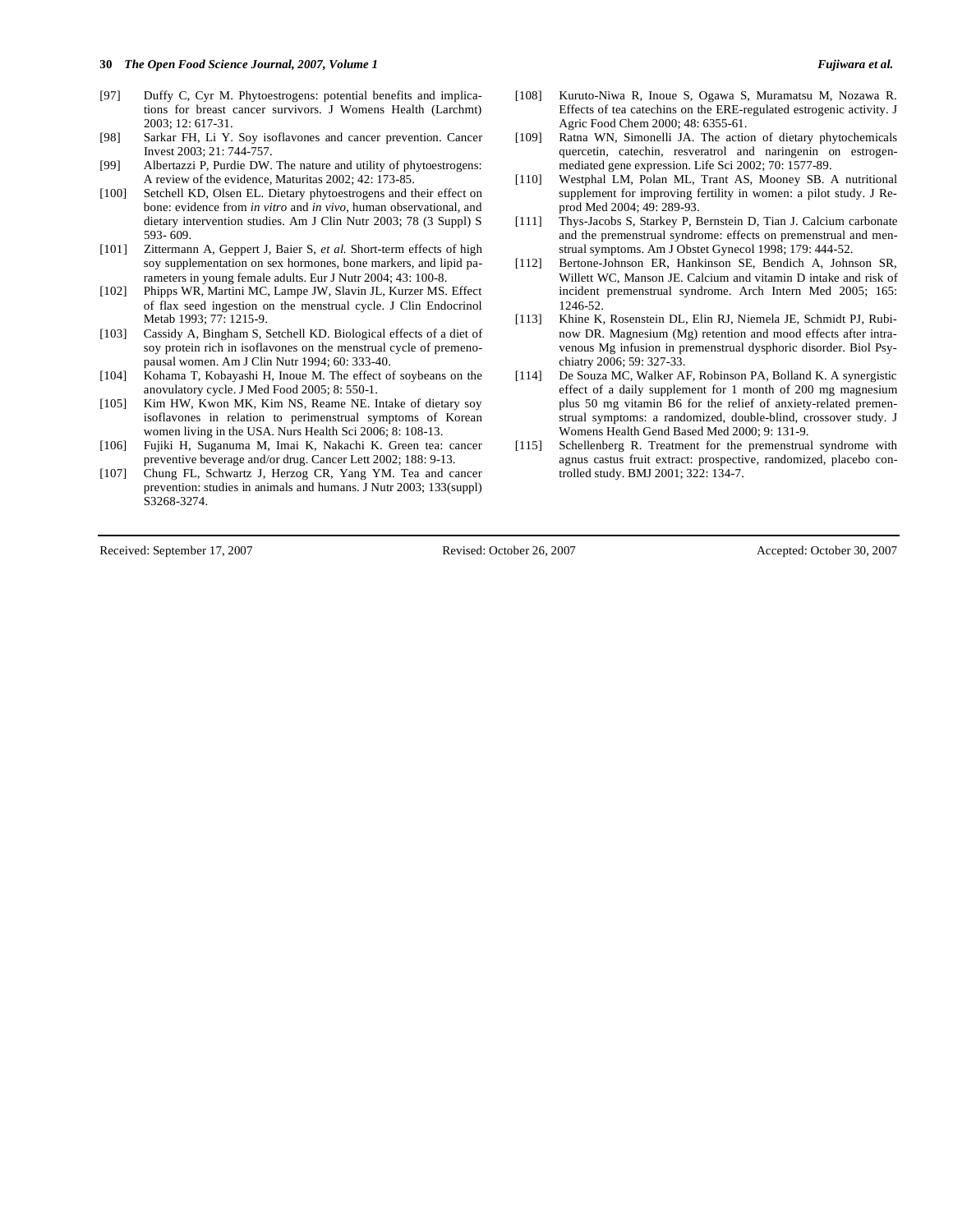[97] Duffy C, Cyr M. Phytoestrogens: potential benefits and implications for breast cancer survivors. J Womens Health (Larchmt) 2003; 12: 617-31.

[98] Sarkar FH, Li Y. Soy isoflavones and cancer prevention. Cancer Invest 2003; 21: 744-757.

[99] Albertazzi P, Purdie DW. The nature and utility of phytoestrogens: A review of the evidence, Maturitas 2002; 42: 173-85.

[100] Setchell KD, Olsen EL. Dietary phytoestrogens and their effect on bone: evidence from *in vitro* and *in vivo*, human observational, and dietary intervention studies. Am J Clin Nutr 2003; 78 (3 Suppl) S 593- 609.

[101] Zittermann A, Geppert J, Baier S, *et al.* Short-term effects of high soy supplementation on sex hormones, bone markers, and lipid parameters in young female adults. Eur J Nutr 2004; 43: 100-8.

[102] Phipps WR, Martini MC, Lampe JW, Slavin JL, Kurzer MS. Effect of flax seed ingestion on the menstrual cycle. J Clin Endocrinol Metab 1993; 77: 1215-9.

[103] Cassidy A, Bingham S, Setchell KD. Biological effects of a diet of soy protein rich in isoflavones on the menstrual cycle of premenopausal women. Am J Clin Nutr 1994; 60: 333-40.

[104] Kohama T, Kobayashi H, Inoue M. The effect of soybeans on the anovulatory cycle. J Med Food 2005; 8: 550-1.

[105] Kim HW, Kwon MK, Kim NS, Reame NE. Intake of dietary soy isoflavones in relation to perimenstrual symptoms of Korean women living in the USA. Nurs Health Sci 2006; 8: 108-13.

[106] Fujiki H, Suganuma M, Imai K, Nakachi K. Green tea: cancer preventive beverage and/or drug. Cancer Lett 2002; 188: 9-13.

[107] Chung FL, Schwartz J, Herzog CR, Yang YM. Tea and cancer prevention: studies in animals and humans. J Nutr 2003; 133(suppl) S3268-3274.

[108] Kuruto-Niwa R, Inoue S, Ogawa S, Muramatsu M, Nozawa R. Effects of tea catechins on the ERE-regulated estrogenic activity. J Agric Food Chem 2000; 48: 6355-61.

[109] Ratna WN, Simonelli JA. The action of dietary phytochemicals quercetin, catechin, resveratrol and naringenin on estrogen-mediated gene expression. Life Sci 2002; 70: 1577-89.

[110] Westphal LM, Polan ML, Trant AS, Mooney SB. A nutritional supplement for improving fertility in women: a pilot study. J Reprod Med 2004; 49: 289-93.

[111] Thys-Jacobs S, Starkey P, Bernstein D, Tian J. Calcium carbonate and the premenstrual syndrome: effects on premenstrual and menstrual symptoms. Am J Obstet Gynecol 1998; 179: 444-52.

[112] Bertone-Johnson ER, Hankinson SE, Bendich A, Johnson SR, Willett WC, Manson JE. Calcium and vitamin D intake and risk of incident premenstrual syndrome. Arch Intern Med 2005; 165: 1246-52.

[113] Khine K, Rosenstein DL, Elin RJ, Niemela JE, Schmidt PJ, Rubinow DR. Magnesium (Mg) retention and mood effects after intravenous Mg infusion in premenstrual dysphoric disorder. Biol Psychiatry 2006; 59: 327-33.

[114] De Souza MC, Walker AF, Robinson PA, Bolland K. A synergistic effect of a daily supplement for 1 month of 200 mg magnesium plus 50 mg vitamin B6 for the relief of anxiety-related premenstrual symptoms: a randomized, double-blind, crossover study. J Womens Health Gend Based Med 2000; 9: 131-9.

[115] Schellenberg R. Treatment for the premenstrual syndrome with agnus castus fruit extract: prospective, randomized, placebo controlled study. BMJ 2001; 322: 134-7.

---

Received: September 17, 2007 Revised: October 26, 2007 Accepted: October 30, 2007